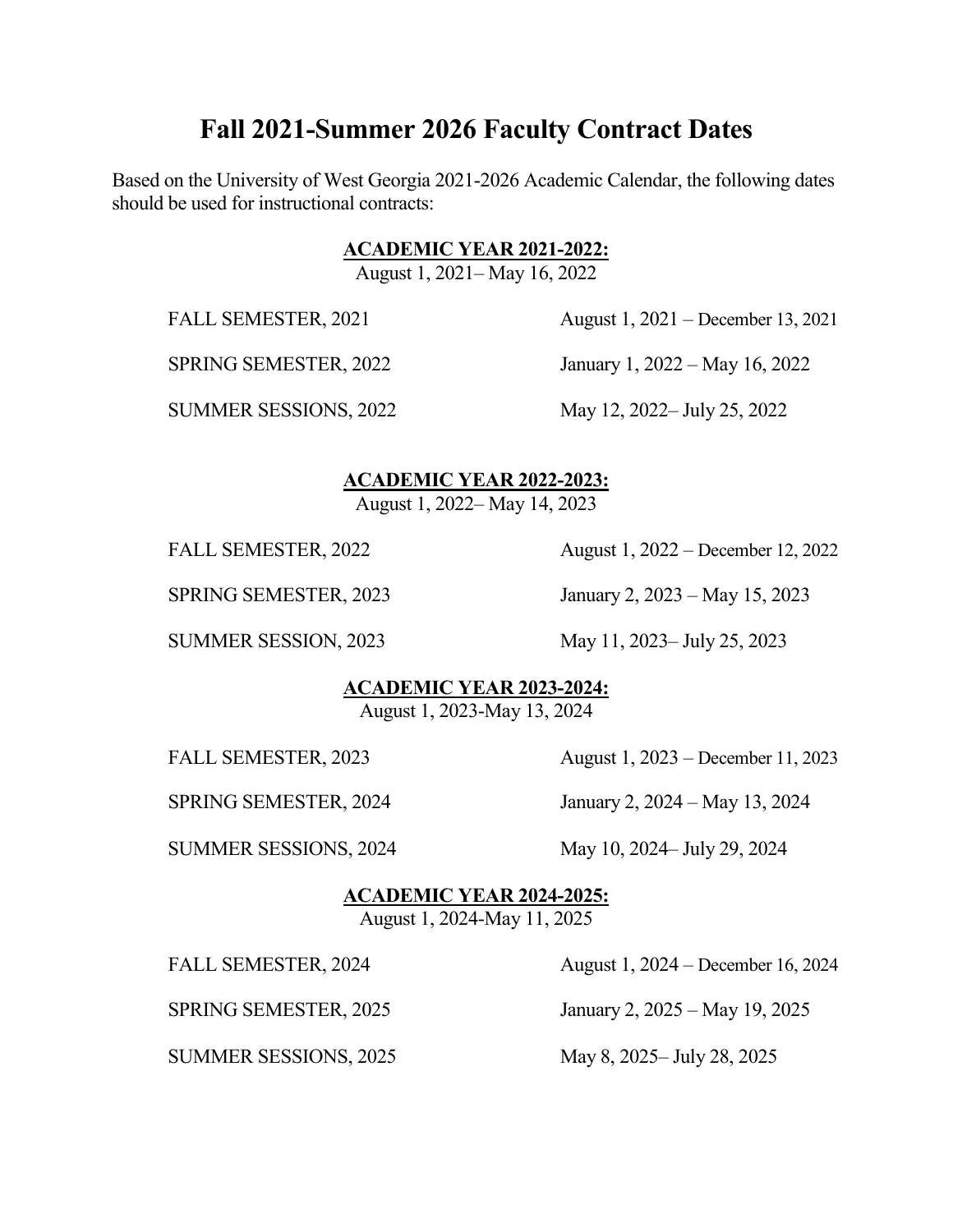# Fall 2021-Summer 2026 Faculty Contract Dates

Based on the University of West Georgia 2021-2026 Academic Calendar, the following dates should be used for instructional contracts:

**ACADEMIC YEAR 2021-2022:**
August 1, 2021– May 16, 2022

| | |
|---|---|
| FALL SEMESTER, 2021 | August 1, 2021 – December 13, 2021 |
| SPRING SEMESTER, 2022 | January 1, 2022 – May 16, 2022 |
| SUMMER SESSIONS, 2022 | May 12, 2022– July 25, 2022 |

**ACADEMIC YEAR 2022-2023:**
August 1, 2022– May 14, 2023

| | |
|---|---|
| FALL SEMESTER, 2022 | August 1, 2022 – December 12, 2022 |
| SPRING SEMESTER, 2023 | January 2, 2023 – May 15, 2023 |
| SUMMER SESSION, 2023 | May 11, 2023– July 25, 2023 |

**ACADEMIC YEAR 2023-2024:**
August 1, 2023-May 13, 2024

| | |
|---|---|
| FALL SEMESTER, 2023 | August 1, 2023 – December 11, 2023 |
| SPRING SEMESTER, 2024 | January 2, 2024 – May 13, 2024 |
| SUMMER SESSIONS, 2024 | May 10, 2024– July 29, 2024 |

**ACADEMIC YEAR 2024-2025:**
August 1, 2024-May 11, 2025

| | |
|---|---|
| FALL SEMESTER, 2024 | August 1, 2024 – December 16, 2024 |
| SPRING SEMESTER, 2025 | January 2, 2025 – May 19, 2025 |
| SUMMER SESSIONS, 2025 | May 8, 2025– July 28, 2025 |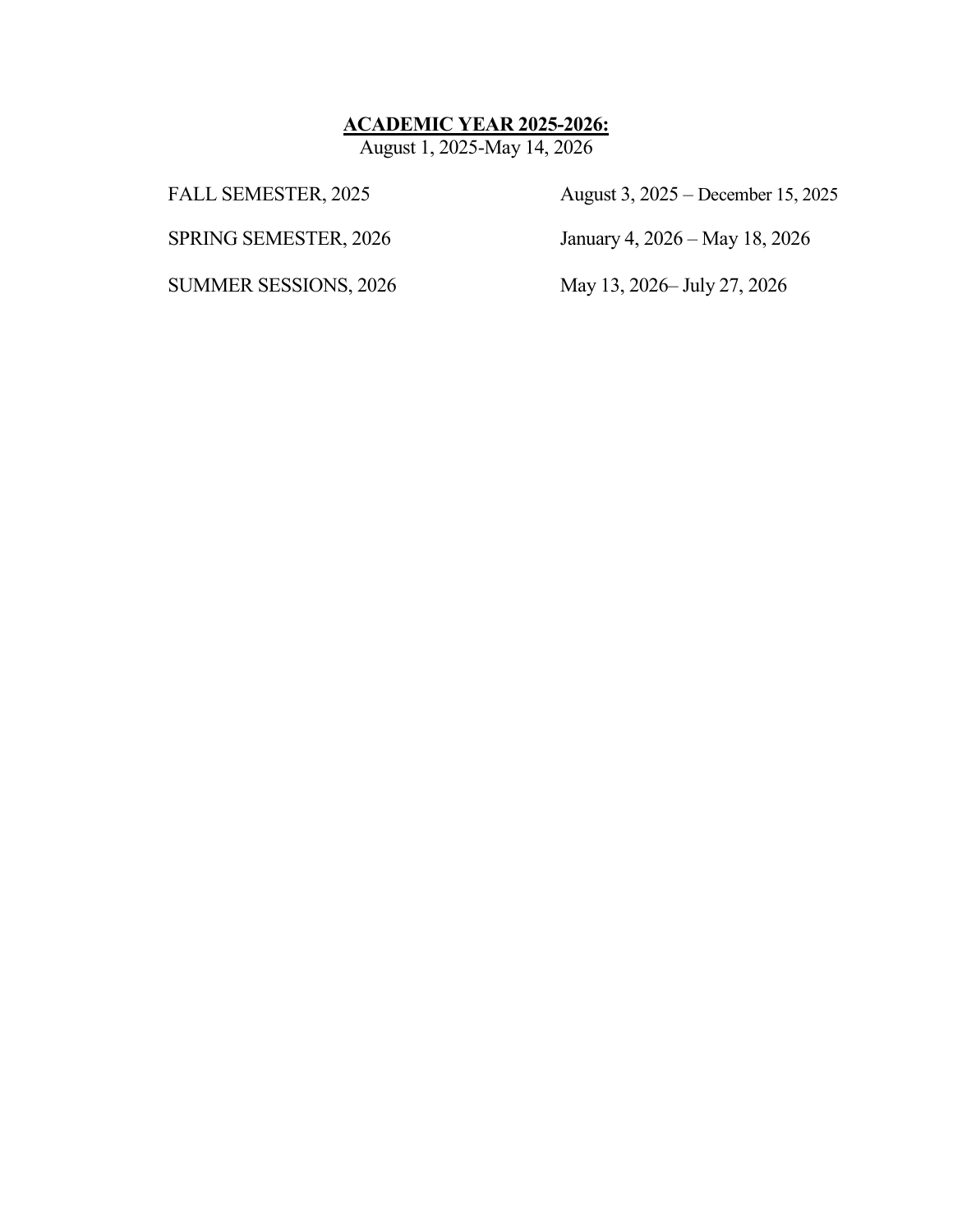**ACADEMIC YEAR 2025-2026:**

August 1, 2025-May 14, 2026

| | |
|---|---|
| FALL SEMESTER, 2025 | August 3, 2025 – December 15, 2025 |
| SPRING SEMESTER, 2026 | January 4, 2026 – May 18, 2026 |
| SUMMER SESSIONS, 2026 | May 13, 2026– July 27, 2026 |